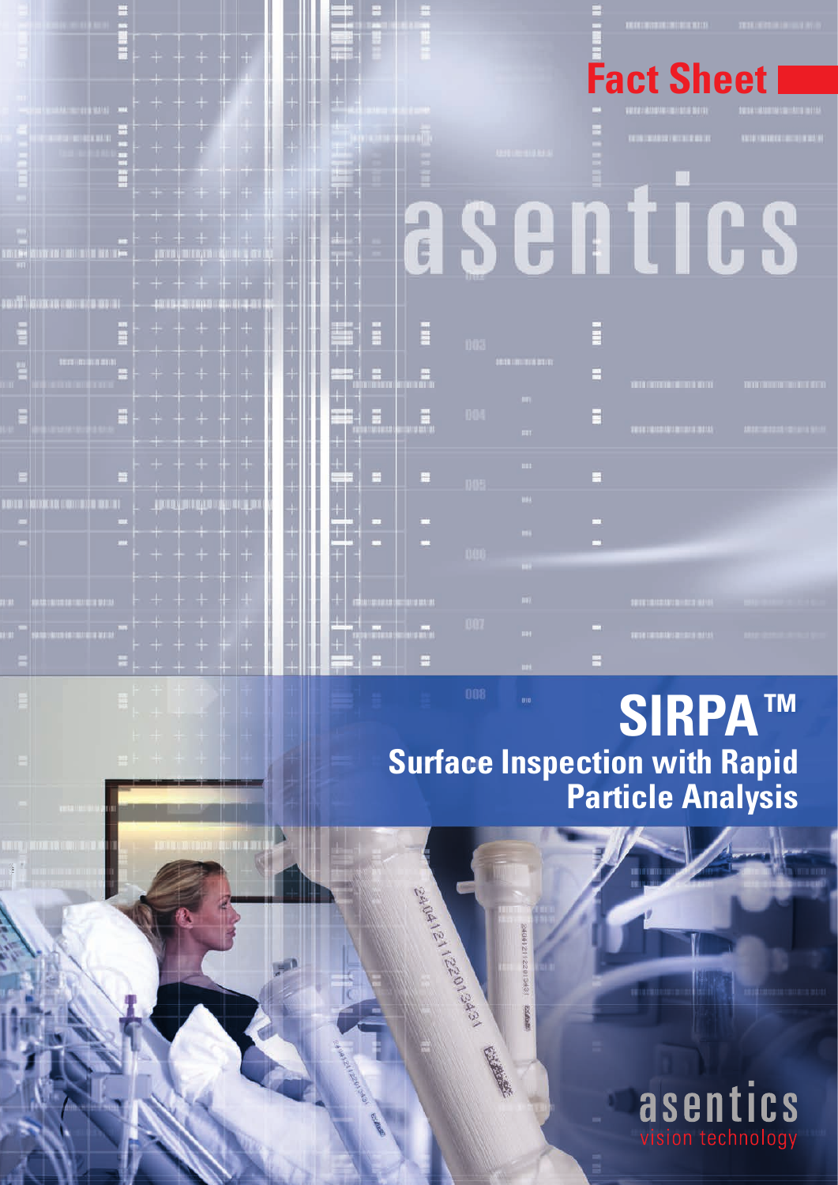Fact Sheet

asentics

# SIRPA™

## Surface Inspection with Rapid Particle Analysis

asentics
vision technology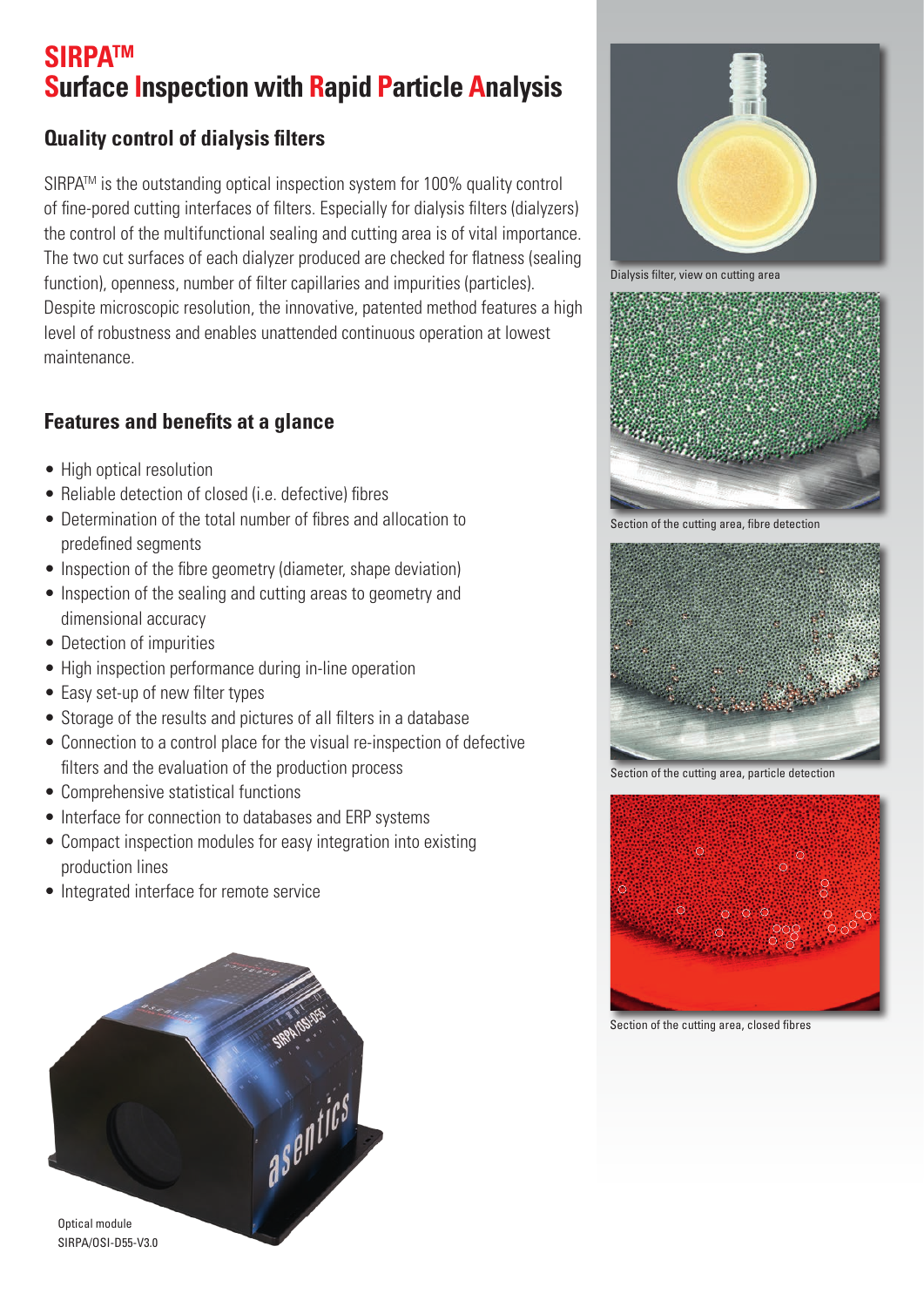# SIRPA™
# Surface Inspection with Rapid Particle Analysis

## Quality control of dialysis filters

SIRPA™ is the outstanding optical inspection system for 100% quality control of fine-pored cutting interfaces of filters. Especially for dialysis filters (dialyzers) the control of the multifunctional sealing and cutting area is of vital importance. The two cut surfaces of each dialyzer produced are checked for flatness (sealing function), openness, number of filter capillaries and impurities (particles). Despite microscopic resolution, the innovative, patented method features a high level of robustness and enables unattended continuous operation at lowest maintenance.

## Features and benefits at a glance

- High optical resolution
- Reliable detection of closed (i.e. defective) fibres
- Determination of the total number of fibres and allocation to predefined segments
- Inspection of the fibre geometry (diameter, shape deviation)
- Inspection of the sealing and cutting areas to geometry and dimensional accuracy
- Detection of impurities
- High inspection performance during in-line operation
- Easy set-up of new filter types
- Storage of the results and pictures of all filters in a database
- Connection to a control place for the visual re-inspection of defective filters and the evaluation of the production process
- Comprehensive statistical functions
- Interface for connection to databases and ERP systems
- Compact inspection modules for easy integration into existing production lines
- Integrated interface for remote service

Optical module
SIRPA/OSI-D55-V3.0

Dialysis filter, view on cutting area

Section of the cutting area, fibre detection

Section of the cutting area, particle detection

Section of the cutting area, closed fibres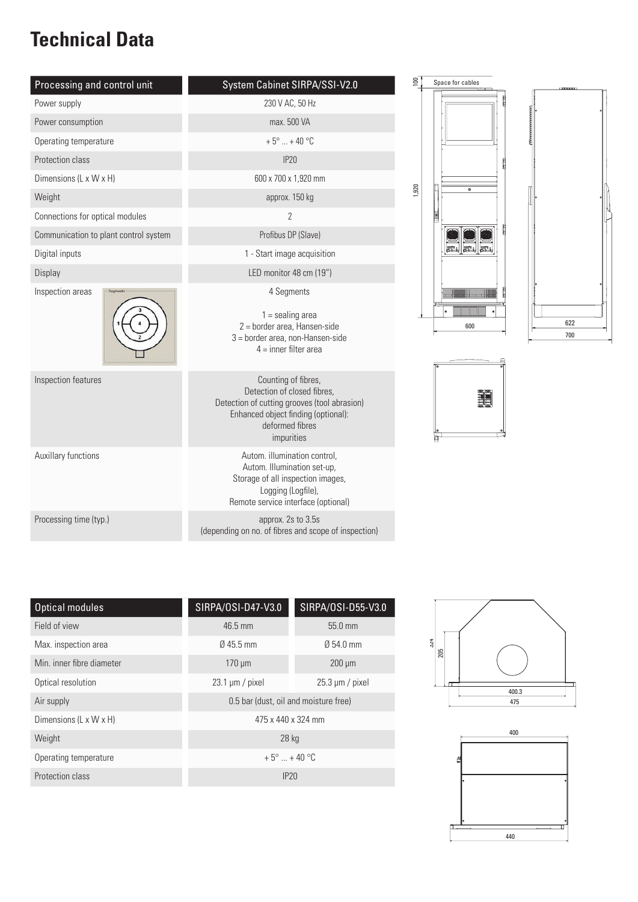# Technical Data

| Processing and control unit | System Cabinet SIRPA/SSI-V2.0 |
|---|---|
| Power supply | 230 V AC, 50 Hz |
| Power consumption | max. 500 VA |
| Operating temperature | + 5° ... + 40 °C |
| Protection class | IP20 |
| Dimensions (L x W x H) | 600 x 700 x 1,920 mm |
| Weight | approx. 150 kg |
| Connections for optical modules | 2 |
| Communication to plant control system | Profibus DP (Slave) |
| Digital inputs | 1 - Start image acquisition |
| Display | LED monitor 48 cm (19") |
| Inspection areas | 4 Segments<br><br>1 = sealing area<br>2 = border area, Hansen-side<br>3 = border area, non-Hansen-side<br>4 = inner filter area |
| Inspection features | Counting of fibres,<br>Detection of closed fibres,<br>Detection of cutting grooves (tool abrasion)<br>Enhanced object finding (optional):<br>deformed fibres<br>impurities |
| Auxillary functions | Autom. illumination control,<br>Autom. Illumination set-up,<br>Storage of all inspection images,<br>Logging (Logfile),<br>Remote service interface (optional) |
| Processing time (typ.) | approx. 2s to 3.5s<br>(depending on no. of fibres and scope of inspection) |

Space for cables

100

1,920

600

622

700

| Optical modules | SIRPA/OSI-D47-V3.0 | SIRPA/OSI-D55-V3.0 |
|---|---|---|
| Field of view | 46.5 mm | 55.0 mm |
| Max. inspection area | Ø 45.5 mm | Ø 54.0 mm |
| Min. inner fibre diameter | 170 µm | 200 µm |
| Optical resolution | 23.1 µm / pixel | 25.3 µm / pixel |
| Air supply | 0.5 bar (dust, oil and moisture free) | |
| Dimensions (L x W x H) | 475 x 440 x 324 mm | |
| Weight | 28 kg | |
| Operating temperature | + 5° ... + 40 °C | |
| Protection class | IP20 | |

324

205

400.3

475

400

440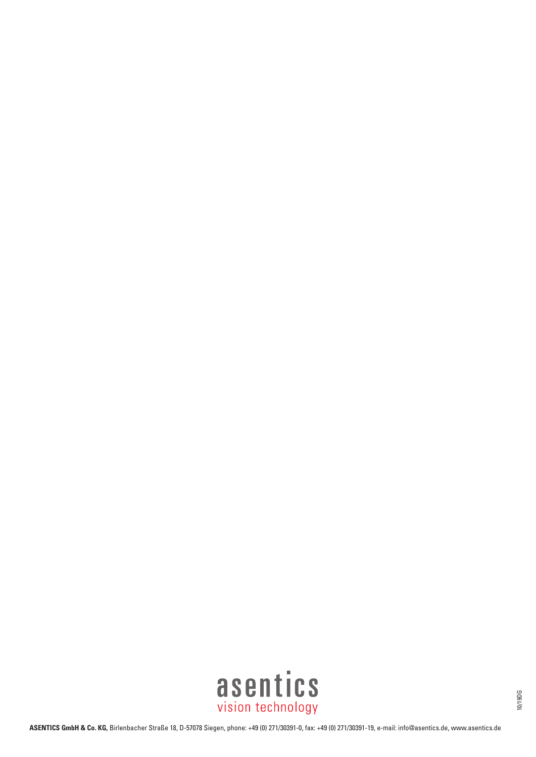asentics
vision technology

**ASENTICS GmbH & Co. KG,** Birlenbacher Straße 18, D-57078 Siegen, phone: +49 (0) 271/30391-0, fax: +49 (0) 271/30391-19, e-mail: info@asentics.de, www.asentics.de

10/19DG